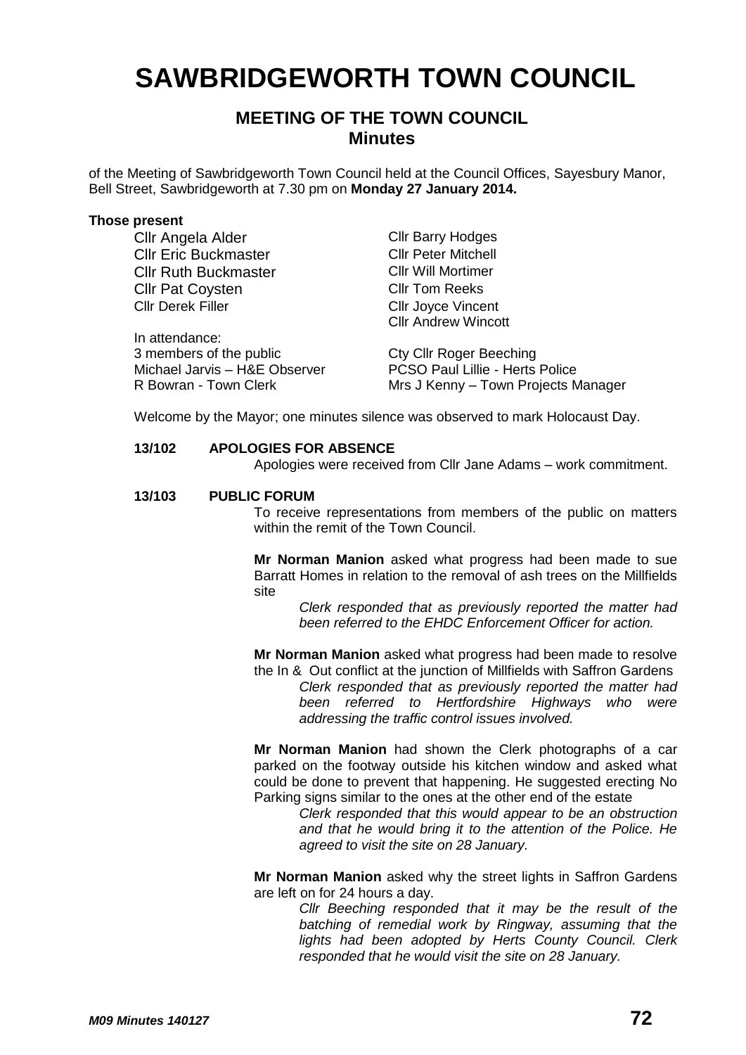# SAWBRIDGEWORTH TOWN COUNCIL

## MEETING OF THE TOWN COUNCIL
## Minutes

of the Meeting of Sawbridgeworth Town Council held at the Council Offices, Sayesbury Manor, Bell Street, Sawbridgeworth at 7.30 pm on **Monday 27 January 2014.**

**Those present**

Cllr Angela Alder
Cllr Eric Buckmaster
Cllr Ruth Buckmaster
Cllr Pat Coysten
Cllr Derek Filler
Cllr Barry Hodges
Cllr Peter Mitchell
Cllr Will Mortimer
Cllr Tom Reeks
Cllr Joyce Vincent
Cllr Andrew Wincott

In attendance:
3 members of the public
Michael Jarvis – H&E Observer
R Bowran - Town Clerk
Cty Cllr Roger Beeching
PCSO Paul Lillie - Herts Police
Mrs J Kenny – Town Projects Manager

Welcome by the Mayor; one minutes silence was observed to mark Holocaust Day.

**13/102 APOLOGIES FOR ABSENCE**

Apologies were received from Cllr Jane Adams – work commitment.

**13/103 PUBLIC FORUM**

To receive representations from members of the public on matters within the remit of the Town Council.

**Mr Norman Manion** asked what progress had been made to sue Barratt Homes in relation to the removal of ash trees on the Millfields site

*Clerk responded that as previously reported the matter had been referred to the EHDC Enforcement Officer for action.*

**Mr Norman Manion** asked what progress had been made to resolve the In & Out conflict at the junction of Millfields with Saffron Gardens

*Clerk responded that as previously reported the matter had been referred to Hertfordshire Highways who were addressing the traffic control issues involved.*

**Mr Norman Manion** had shown the Clerk photographs of a car parked on the footway outside his kitchen window and asked what could be done to prevent that happening. He suggested erecting No Parking signs similar to the ones at the other end of the estate

*Clerk responded that this would appear to be an obstruction and that he would bring it to the attention of the Police. He agreed to visit the site on 28 January.*

**Mr Norman Manion** asked why the street lights in Saffron Gardens are left on for 24 hours a day.

*Cllr Beeching responded that it may be the result of the batching of remedial work by Ringway, assuming that the lights had been adopted by Herts County Council. Clerk responded that he would visit the site on 28 January.*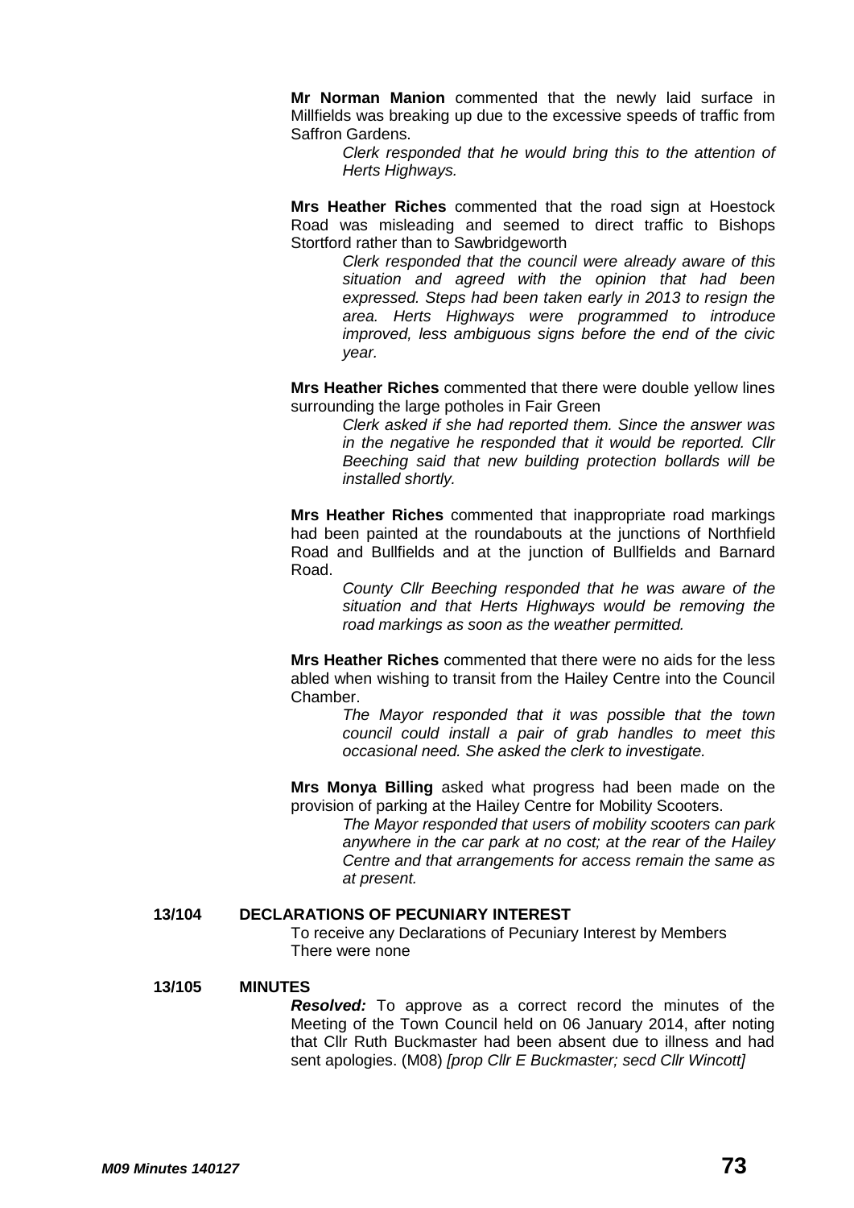**Mr Norman Manion** commented that the newly laid surface in Millfields was breaking up due to the excessive speeds of traffic from Saffron Gardens.

> *Clerk responded that he would bring this to the attention of Herts Highways.*

**Mrs Heather Riches** commented that the road sign at Hoestock Road was misleading and seemed to direct traffic to Bishops Stortford rather than to Sawbridgeworth

> *Clerk responded that the council were already aware of this situation and agreed with the opinion that had been expressed. Steps had been taken early in 2013 to resign the area. Herts Highways were programmed to introduce improved, less ambiguous signs before the end of the civic year.*

**Mrs Heather Riches** commented that there were double yellow lines surrounding the large potholes in Fair Green

> *Clerk asked if she had reported them. Since the answer was in the negative he responded that it would be reported. Cllr Beeching said that new building protection bollards will be installed shortly.*

**Mrs Heather Riches** commented that inappropriate road markings had been painted at the roundabouts at the junctions of Northfield Road and Bullfields and at the junction of Bullfields and Barnard Road.

> *County Cllr Beeching responded that he was aware of the situation and that Herts Highways would be removing the road markings as soon as the weather permitted.*

**Mrs Heather Riches** commented that there were no aids for the less abled when wishing to transit from the Hailey Centre into the Council Chamber.

> *The Mayor responded that it was possible that the town council could install a pair of grab handles to meet this occasional need. She asked the clerk to investigate.*

**Mrs Monya Billing** asked what progress had been made on the provision of parking at the Hailey Centre for Mobility Scooters.

> *The Mayor responded that users of mobility scooters can park anywhere in the car park at no cost; at the rear of the Hailey Centre and that arrangements for access remain the same as at present.*

### 13/104 DECLARATIONS OF PECUNIARY INTEREST

To receive any Declarations of Pecuniary Interest by Members
There were none

### 13/105 MINUTES

***Resolved:*** To approve as a correct record the minutes of the Meeting of the Town Council held on 06 January 2014, after noting that Cllr Ruth Buckmaster had been absent due to illness and had sent apologies. (M08) *[prop Cllr E Buckmaster; secd Cllr Wincott]*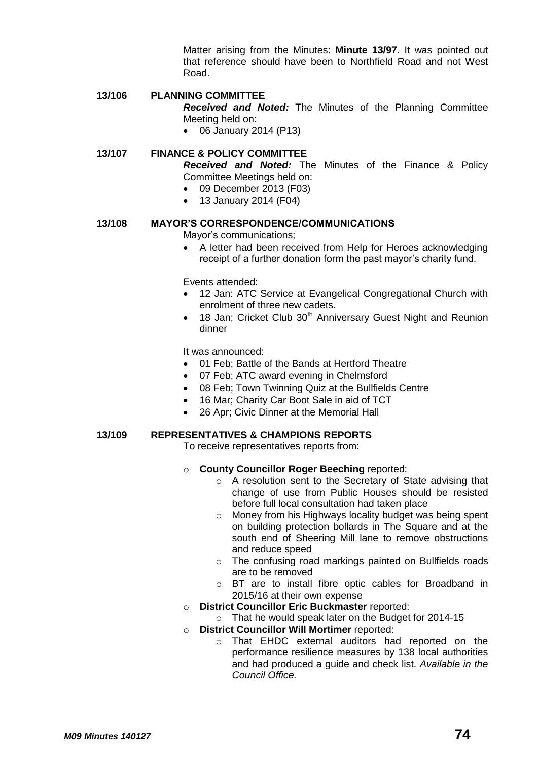Matter arising from the Minutes: **Minute 13/97.** It was pointed out that reference should have been to Northfield Road and not West Road.

**13/106 PLANNING COMMITTEE**

***Received and Noted:*** The Minutes of the Planning Committee Meeting held on:

- 06 January 2014 (P13)

**13/107 FINANCE & POLICY COMMITTEE**

***Received and Noted:*** The Minutes of the Finance & Policy Committee Meetings held on:

- 09 December 2013 (F03)
- 13 January 2014 (F04)

**13/108 MAYOR'S CORRESPONDENCE/COMMUNICATIONS**

Mayor's communications;

- A letter had been received from Help for Heroes acknowledging receipt of a further donation form the past mayor's charity fund.

Events attended:

- 12 Jan: ATC Service at Evangelical Congregational Church with enrolment of three new cadets.
- 18 Jan; Cricket Club 30th Anniversary Guest Night and Reunion dinner

It was announced:

- 01 Feb; Battle of the Bands at Hertford Theatre
- 07 Feb; ATC award evening in Chelmsford
- 08 Feb; Town Twinning Quiz at the Bullfields Centre
- 16 Mar; Charity Car Boot Sale in aid of TCT
- 26 Apr; Civic Dinner at the Memorial Hall

**13/109 REPRESENTATIVES & CHAMPIONS REPORTS**

To receive representatives reports from:

- **County Councillor Roger Beeching** reported:
  - A resolution sent to the Secretary of State advising that change of use from Public Houses should be resisted before full local consultation had taken place
  - Money from his Highways locality budget was being spent on building protection bollards in The Square and at the south end of Sheering Mill lane to remove obstructions and reduce speed
  - The confusing road markings painted on Bullfields roads are to be removed
  - BT are to install fibre optic cables for Broadband in 2015/16 at their own expense
- **District Councillor Eric Buckmaster** reported:
  - That he would speak later on the Budget for 2014-15
- **District Councillor Will Mortimer** reported:
  - That EHDC external auditors had reported on the performance resilience measures by 138 local authorities and had produced a guide and check list. *Available in the Council Office.*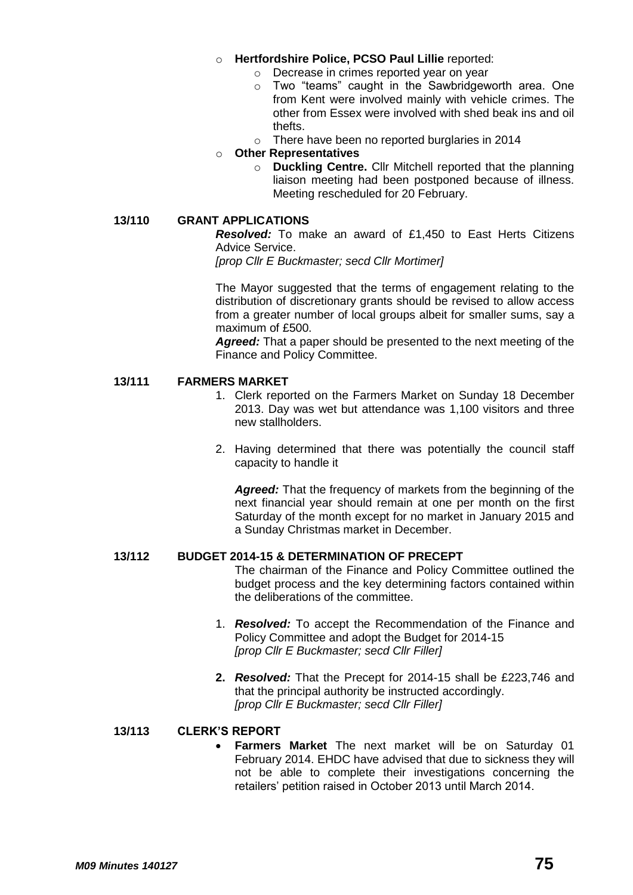- **Hertfordshire Police, PCSO Paul Lillie** reported:
  - Decrease in crimes reported year on year
  - Two "teams" caught in the Sawbridgeworth area. One from Kent were involved mainly with vehicle crimes. The other from Essex were involved with shed beak ins and oil thefts.
  - There have been no reported burglaries in 2014
- **Other Representatives**
  - **Duckling Centre.** Cllr Mitchell reported that the planning liaison meeting had been postponed because of illness. Meeting rescheduled for 20 February.

## 13/110 GRANT APPLICATIONS

***Resolved:*** To make an award of £1,450 to East Herts Citizens Advice Service.
*[prop Cllr E Buckmaster; secd Cllr Mortimer]*

The Mayor suggested that the terms of engagement relating to the distribution of discretionary grants should be revised to allow access from a greater number of local groups albeit for smaller sums, say a maximum of £500.

***Agreed:*** That a paper should be presented to the next meeting of the Finance and Policy Committee.

## 13/111 FARMERS MARKET

1. Clerk reported on the Farmers Market on Sunday 18 December 2013. Day was wet but attendance was 1,100 visitors and three new stallholders.

2. Having determined that there was potentially the council staff capacity to handle it

   ***Agreed:*** That the frequency of markets from the beginning of the next financial year should remain at one per month on the first Saturday of the month except for no market in January 2015 and a Sunday Christmas market in December.

## 13/112 BUDGET 2014-15 & DETERMINATION OF PRECEPT

The chairman of the Finance and Policy Committee outlined the budget process and the key determining factors contained within the deliberations of the committee.

1. ***Resolved:*** To accept the Recommendation of the Finance and Policy Committee and adopt the Budget for 2014-15
   *[prop Cllr E Buckmaster; secd Cllr Filler]*

2. ***Resolved:*** That the Precept for 2014-15 shall be £223,746 and that the principal authority be instructed accordingly.
   *[prop Cllr E Buckmaster; secd Cllr Filler]*

## 13/113 CLERK'S REPORT

- **Farmers Market** The next market will be on Saturday 01 February 2014. EHDC have advised that due to sickness they will not be able to complete their investigations concerning the retailers' petition raised in October 2013 until March 2014.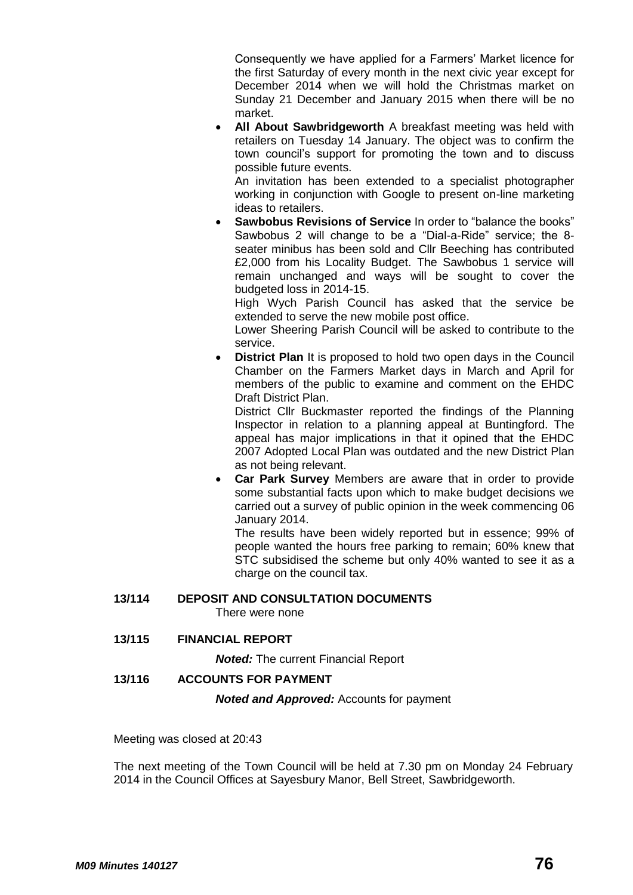Consequently we have applied for a Farmers' Market licence for the first Saturday of every month in the next civic year except for December 2014 when we will hold the Christmas market on Sunday 21 December and January 2015 when there will be no market.

- **All About Sawbridgeworth** A breakfast meeting was held with retailers on Tuesday 14 January. The object was to confirm the town council's support for promoting the town and to discuss possible future events.

  An invitation has been extended to a specialist photographer working in conjunction with Google to present on-line marketing ideas to retailers.

- **Sawbobus Revisions of Service** In order to "balance the books" Sawbobus 2 will change to be a "Dial-a-Ride" service; the 8-seater minibus has been sold and Cllr Beeching has contributed £2,000 from his Locality Budget. The Sawbobus 1 service will remain unchanged and ways will be sought to cover the budgeted loss in 2014-15.

  High Wych Parish Council has asked that the service be extended to serve the new mobile post office.

  Lower Sheering Parish Council will be asked to contribute to the service.

- **District Plan** It is proposed to hold two open days in the Council Chamber on the Farmers Market days in March and April for members of the public to examine and comment on the EHDC Draft District Plan.

  District Cllr Buckmaster reported the findings of the Planning Inspector in relation to a planning appeal at Buntingford. The appeal has major implications in that it opined that the EHDC 2007 Adopted Local Plan was outdated and the new District Plan as not being relevant.

- **Car Park Survey** Members are aware that in order to provide some substantial facts upon which to make budget decisions we carried out a survey of public opinion in the week commencing 06 January 2014.

  The results have been widely reported but in essence; 99% of people wanted the hours free parking to remain; 60% knew that STC subsidised the scheme but only 40% wanted to see it as a charge on the council tax.

**13/114 DEPOSIT AND CONSULTATION DOCUMENTS**

There were none

**13/115 FINANCIAL REPORT**

***Noted:*** The current Financial Report

**13/116 ACCOUNTS FOR PAYMENT**

***Noted and Approved:*** Accounts for payment

Meeting was closed at 20:43

The next meeting of the Town Council will be held at 7.30 pm on Monday 24 February 2014 in the Council Offices at Sayesbury Manor, Bell Street, Sawbridgeworth.